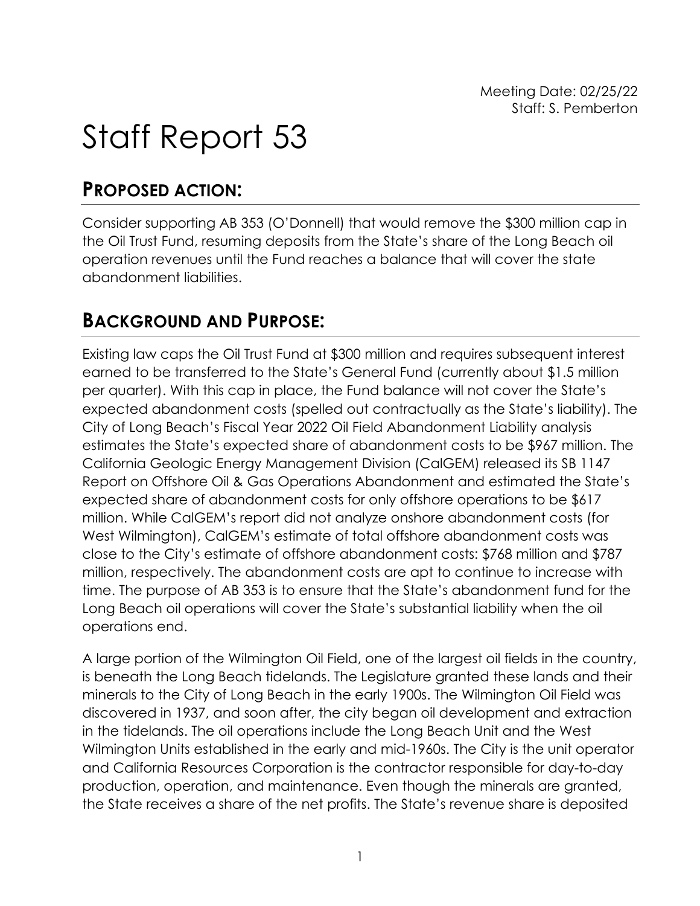Meeting Date: 02/25/22
Staff: S. Pemberton

# Staff Report 53

## PROPOSED ACTION:

Consider supporting AB 353 (O'Donnell) that would remove the $300 million cap in the Oil Trust Fund, resuming deposits from the State's share of the Long Beach oil operation revenues until the Fund reaches a balance that will cover the state abandonment liabilities.

## BACKGROUND AND PURPOSE:

Existing law caps the Oil Trust Fund at $300 million and requires subsequent interest earned to be transferred to the State's General Fund (currently about $1.5 million per quarter). With this cap in place, the Fund balance will not cover the State's expected abandonment costs (spelled out contractually as the State's liability). The City of Long Beach's Fiscal Year 2022 Oil Field Abandonment Liability analysis estimates the State's expected share of abandonment costs to be $967 million. The California Geologic Energy Management Division (CalGEM) released its SB 1147 Report on Offshore Oil & Gas Operations Abandonment and estimated the State's expected share of abandonment costs for only offshore operations to be $617 million. While CalGEM's report did not analyze onshore abandonment costs (for West Wilmington), CalGEM's estimate of total offshore abandonment costs was close to the City's estimate of offshore abandonment costs: $768 million and $787 million, respectively. The abandonment costs are apt to continue to increase with time. The purpose of AB 353 is to ensure that the State's abandonment fund for the Long Beach oil operations will cover the State's substantial liability when the oil operations end.

A large portion of the Wilmington Oil Field, one of the largest oil fields in the country, is beneath the Long Beach tidelands. The Legislature granted these lands and their minerals to the City of Long Beach in the early 1900s. The Wilmington Oil Field was discovered in 1937, and soon after, the city began oil development and extraction in the tidelands. The oil operations include the Long Beach Unit and the West Wilmington Units established in the early and mid-1960s. The City is the unit operator and California Resources Corporation is the contractor responsible for day-to-day production, operation, and maintenance. Even though the minerals are granted, the State receives a share of the net profits. The State's revenue share is deposited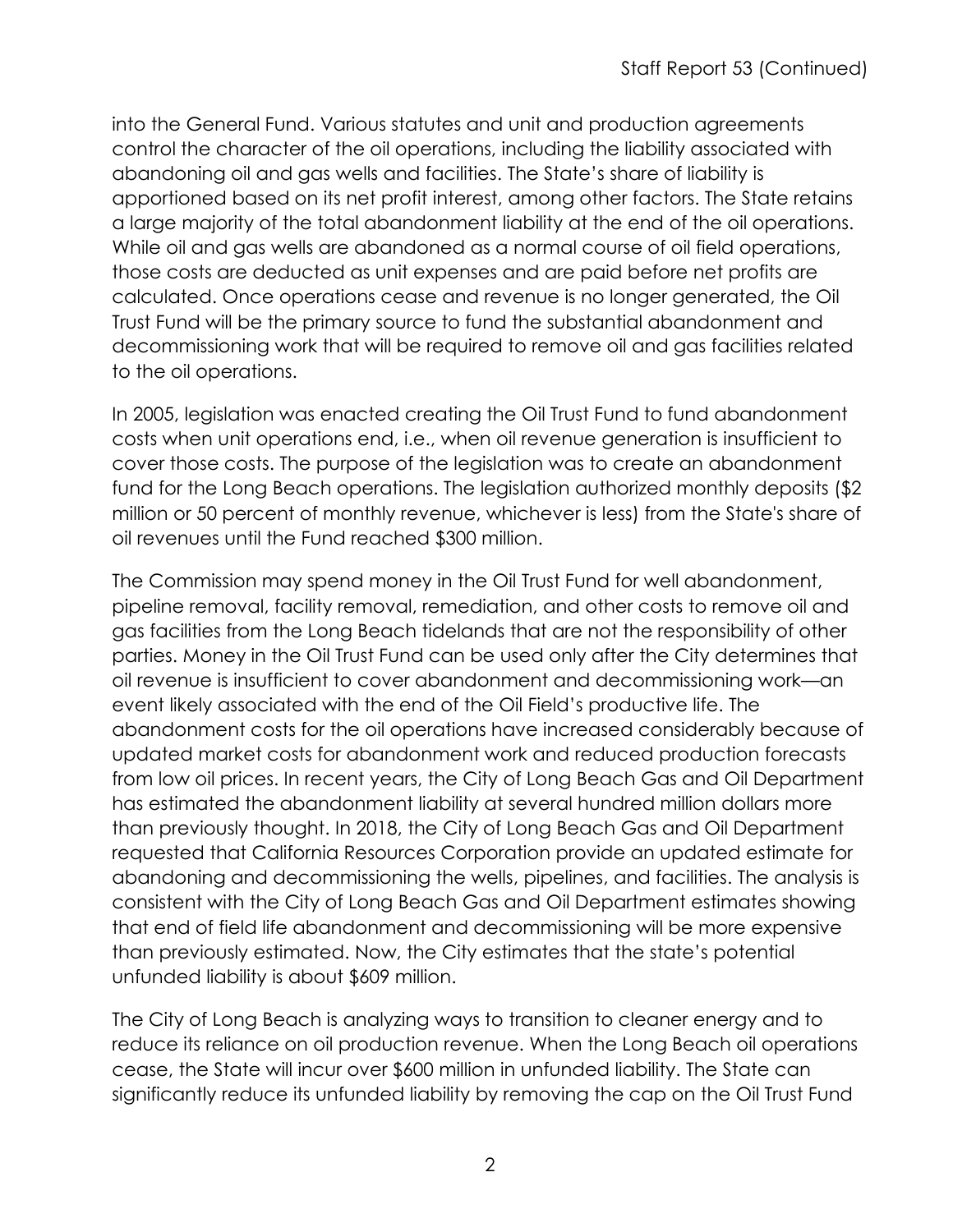into the General Fund. Various statutes and unit and production agreements control the character of the oil operations, including the liability associated with abandoning oil and gas wells and facilities. The State's share of liability is apportioned based on its net profit interest, among other factors. The State retains a large majority of the total abandonment liability at the end of the oil operations. While oil and gas wells are abandoned as a normal course of oil field operations, those costs are deducted as unit expenses and are paid before net profits are calculated. Once operations cease and revenue is no longer generated, the Oil Trust Fund will be the primary source to fund the substantial abandonment and decommissioning work that will be required to remove oil and gas facilities related to the oil operations.

In 2005, legislation was enacted creating the Oil Trust Fund to fund abandonment costs when unit operations end, i.e., when oil revenue generation is insufficient to cover those costs. The purpose of the legislation was to create an abandonment fund for the Long Beach operations. The legislation authorized monthly deposits ($2 million or 50 percent of monthly revenue, whichever is less) from the State's share of oil revenues until the Fund reached $300 million.

The Commission may spend money in the Oil Trust Fund for well abandonment, pipeline removal, facility removal, remediation, and other costs to remove oil and gas facilities from the Long Beach tidelands that are not the responsibility of other parties. Money in the Oil Trust Fund can be used only after the City determines that oil revenue is insufficient to cover abandonment and decommissioning work—an event likely associated with the end of the Oil Field's productive life. The abandonment costs for the oil operations have increased considerably because of updated market costs for abandonment work and reduced production forecasts from low oil prices. In recent years, the City of Long Beach Gas and Oil Department has estimated the abandonment liability at several hundred million dollars more than previously thought. In 2018, the City of Long Beach Gas and Oil Department requested that California Resources Corporation provide an updated estimate for abandoning and decommissioning the wells, pipelines, and facilities. The analysis is consistent with the City of Long Beach Gas and Oil Department estimates showing that end of field life abandonment and decommissioning will be more expensive than previously estimated. Now, the City estimates that the state's potential unfunded liability is about $609 million.

The City of Long Beach is analyzing ways to transition to cleaner energy and to reduce its reliance on oil production revenue. When the Long Beach oil operations cease, the State will incur over $600 million in unfunded liability. The State can significantly reduce its unfunded liability by removing the cap on the Oil Trust Fund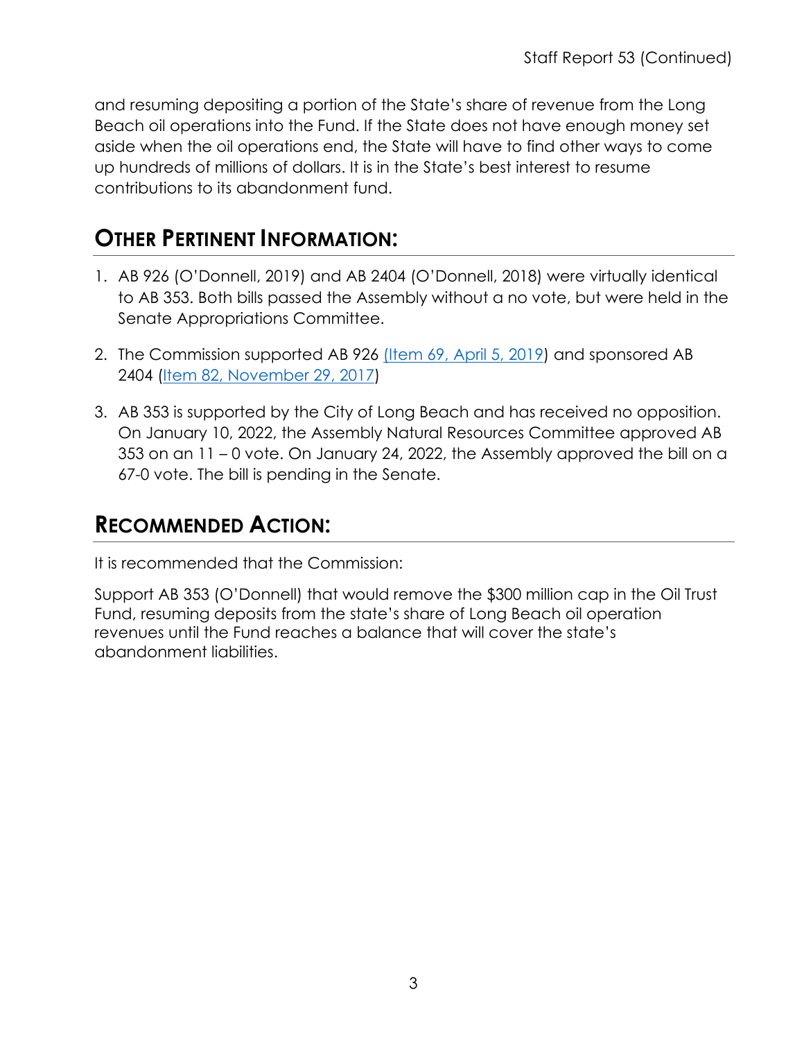and resuming depositing a portion of the State's share of revenue from the Long Beach oil operations into the Fund. If the State does not have enough money set aside when the oil operations end, the State will have to find other ways to come up hundreds of millions of dollars. It is in the State's best interest to resume contributions to its abandonment fund.

## OTHER PERTINENT INFORMATION:

1. AB 926 (O'Donnell, 2019) and AB 2404 (O'Donnell, 2018) were virtually identical to AB 353. Both bills passed the Assembly without a no vote, but were held in the Senate Appropriations Committee.
2. The Commission supported AB 926 (Item 69, April 5, 2019) and sponsored AB 2404 (Item 82, November 29, 2017)
3. AB 353 is supported by the City of Long Beach and has received no opposition. On January 10, 2022, the Assembly Natural Resources Committee approved AB 353 on an 11 – 0 vote. On January 24, 2022, the Assembly approved the bill on a 67-0 vote. The bill is pending in the Senate.

## RECOMMENDED ACTION:

It is recommended that the Commission:

Support AB 353 (O'Donnell) that would remove the $300 million cap in the Oil Trust Fund, resuming deposits from the state's share of Long Beach oil operation revenues until the Fund reaches a balance that will cover the state's abandonment liabilities.